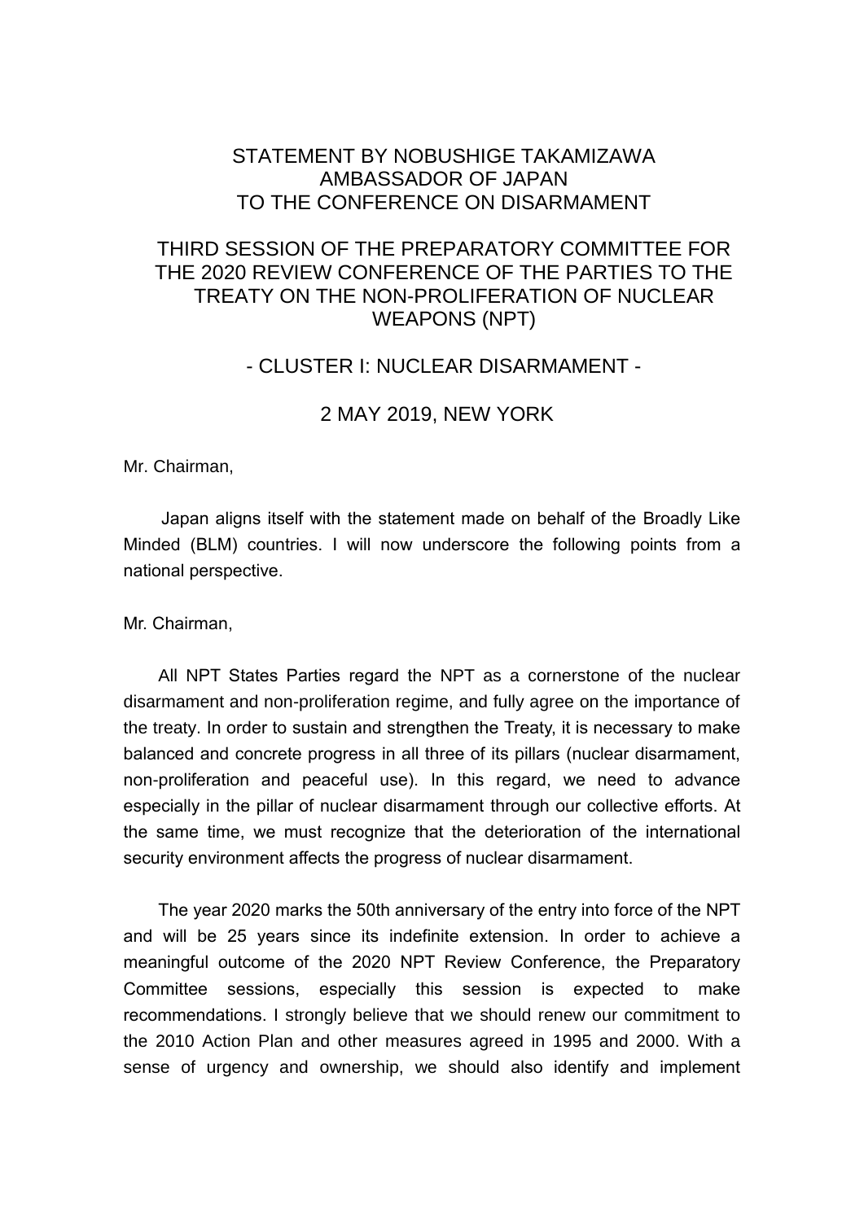# STATEMENT BY NOBUSHIGE TAKAMIZAWA
# AMBASSADOR OF JAPAN
# TO THE CONFERENCE ON DISARMAMENT

## THIRD SESSION OF THE PREPARATORY COMMITTEE FOR THE 2020 REVIEW CONFERENCE OF THE PARTIES TO THE TREATY ON THE NON-PROLIFERATION OF NUCLEAR WEAPONS (NPT)

## - CLUSTER I: NUCLEAR DISARMAMENT -

## 2 MAY 2019, NEW YORK

Mr. Chairman,

Japan aligns itself with the statement made on behalf of the Broadly Like Minded (BLM) countries. I will now underscore the following points from a national perspective.

Mr. Chairman,

All NPT States Parties regard the NPT as a cornerstone of the nuclear disarmament and non-proliferation regime, and fully agree on the importance of the treaty. In order to sustain and strengthen the Treaty, it is necessary to make balanced and concrete progress in all three of its pillars (nuclear disarmament, non-proliferation and peaceful use). In this regard, we need to advance especially in the pillar of nuclear disarmament through our collective efforts. At the same time, we must recognize that the deterioration of the international security environment affects the progress of nuclear disarmament.

The year 2020 marks the 50th anniversary of the entry into force of the NPT and will be 25 years since its indefinite extension. In order to achieve a meaningful outcome of the 2020 NPT Review Conference, the Preparatory Committee sessions, especially this session is expected to make recommendations. I strongly believe that we should renew our commitment to the 2010 Action Plan and other measures agreed in 1995 and 2000. With a sense of urgency and ownership, we should also identify and implement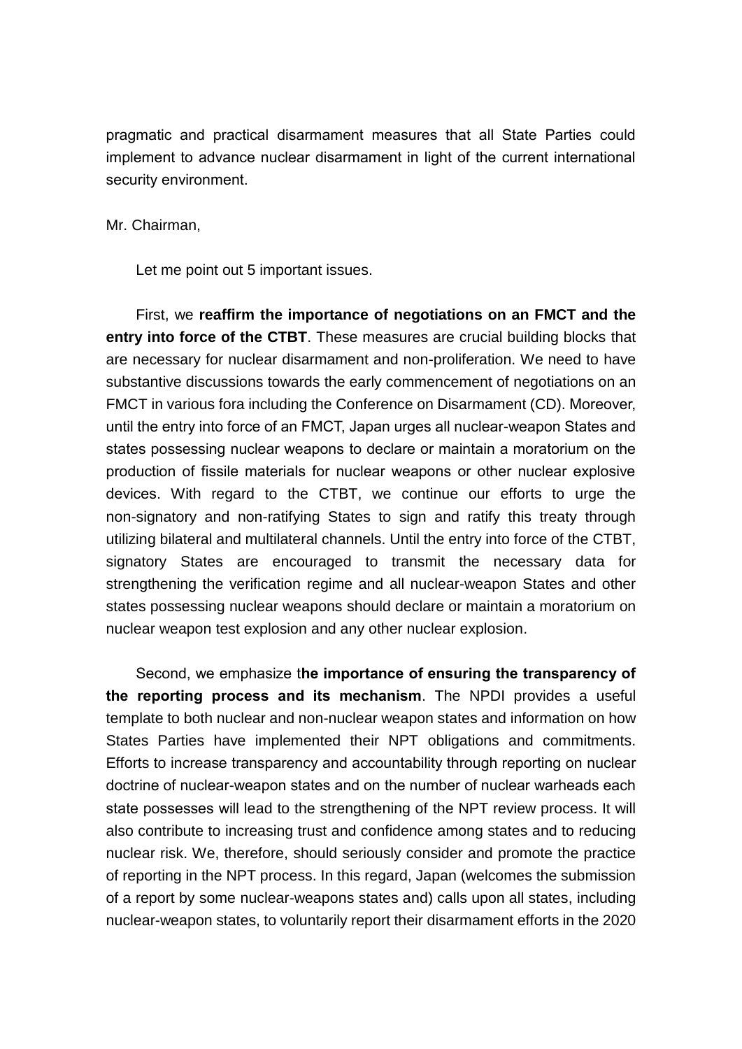pragmatic and practical disarmament measures that all State Parties could implement to advance nuclear disarmament in light of the current international security environment.

Mr. Chairman,

Let me point out 5 important issues.

First, we **reaffirm the importance of negotiations on an FMCT and the entry into force of the CTBT**. These measures are crucial building blocks that are necessary for nuclear disarmament and non-proliferation. We need to have substantive discussions towards the early commencement of negotiations on an FMCT in various fora including the Conference on Disarmament (CD). Moreover, until the entry into force of an FMCT, Japan urges all nuclear-weapon States and states possessing nuclear weapons to declare or maintain a moratorium on the production of fissile materials for nuclear weapons or other nuclear explosive devices. With regard to the CTBT, we continue our efforts to urge the non-signatory and non-ratifying States to sign and ratify this treaty through utilizing bilateral and multilateral channels. Until the entry into force of the CTBT, signatory States are encouraged to transmit the necessary data for strengthening the verification regime and all nuclear-weapon States and other states possessing nuclear weapons should declare or maintain a moratorium on nuclear weapon test explosion and any other nuclear explosion.

Second, we emphasize t**he importance of ensuring the transparency of the reporting process and its mechanism**. The NPDI provides a useful template to both nuclear and non-nuclear weapon states and information on how States Parties have implemented their NPT obligations and commitments. Efforts to increase transparency and accountability through reporting on nuclear doctrine of nuclear-weapon states and on the number of nuclear warheads each state possesses will lead to the strengthening of the NPT review process. It will also contribute to increasing trust and confidence among states and to reducing nuclear risk. We, therefore, should seriously consider and promote the practice of reporting in the NPT process. In this regard, Japan (welcomes the submission of a report by some nuclear-weapons states and) calls upon all states, including nuclear-weapon states, to voluntarily report their disarmament efforts in the 2020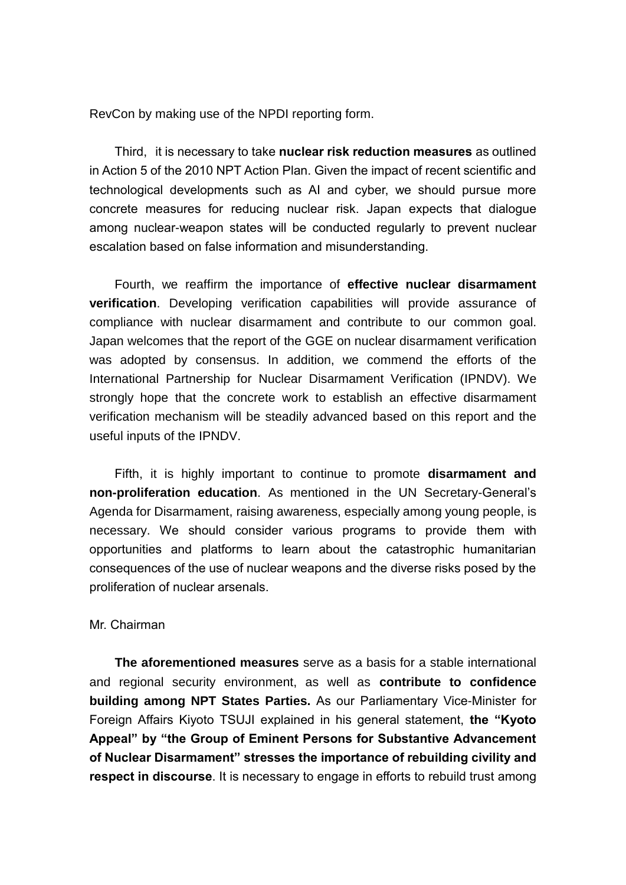RevCon by making use of the NPDI reporting form.

Third, it is necessary to take **nuclear risk reduction measures** as outlined in Action 5 of the 2010 NPT Action Plan. Given the impact of recent scientific and technological developments such as AI and cyber, we should pursue more concrete measures for reducing nuclear risk. Japan expects that dialogue among nuclear-weapon states will be conducted regularly to prevent nuclear escalation based on false information and misunderstanding.

Fourth, we reaffirm the importance of **effective nuclear disarmament verification**. Developing verification capabilities will provide assurance of compliance with nuclear disarmament and contribute to our common goal. Japan welcomes that the report of the GGE on nuclear disarmament verification was adopted by consensus. In addition, we commend the efforts of the International Partnership for Nuclear Disarmament Verification (IPNDV). We strongly hope that the concrete work to establish an effective disarmament verification mechanism will be steadily advanced based on this report and the useful inputs of the IPNDV.

Fifth, it is highly important to continue to promote **disarmament and non-proliferation education**. As mentioned in the UN Secretary-General's Agenda for Disarmament, raising awareness, especially among young people, is necessary. We should consider various programs to provide them with opportunities and platforms to learn about the catastrophic humanitarian consequences of the use of nuclear weapons and the diverse risks posed by the proliferation of nuclear arsenals.

Mr. Chairman

**The aforementioned measures** serve as a basis for a stable international and regional security environment, as well as **contribute to confidence building among NPT States Parties.** As our Parliamentary Vice-Minister for Foreign Affairs Kiyoto TSUJI explained in his general statement, **the "Kyoto Appeal" by "the Group of Eminent Persons for Substantive Advancement of Nuclear Disarmament" stresses the importance of rebuilding civility and respect in discourse**. It is necessary to engage in efforts to rebuild trust among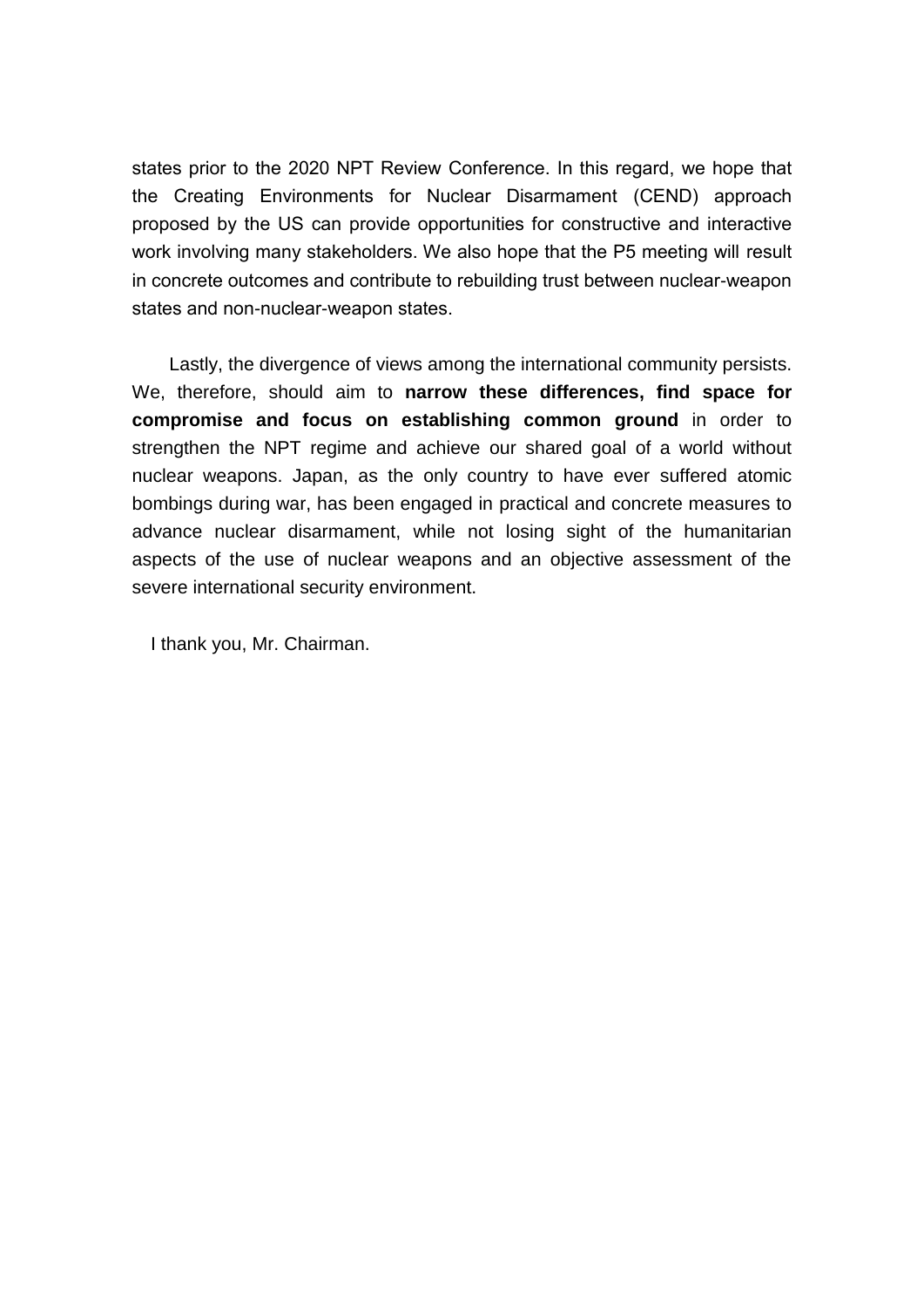states prior to the 2020 NPT Review Conference. In this regard, we hope that the Creating Environments for Nuclear Disarmament (CEND) approach proposed by the US can provide opportunities for constructive and interactive work involving many stakeholders. We also hope that the P5 meeting will result in concrete outcomes and contribute to rebuilding trust between nuclear-weapon states and non-nuclear-weapon states.

Lastly, the divergence of views among the international community persists. We, therefore, should aim to **narrow these differences, find space for compromise and focus on establishing common ground** in order to strengthen the NPT regime and achieve our shared goal of a world without nuclear weapons. Japan, as the only country to have ever suffered atomic bombings during war, has been engaged in practical and concrete measures to advance nuclear disarmament, while not losing sight of the humanitarian aspects of the use of nuclear weapons and an objective assessment of the severe international security environment.

I thank you, Mr. Chairman.